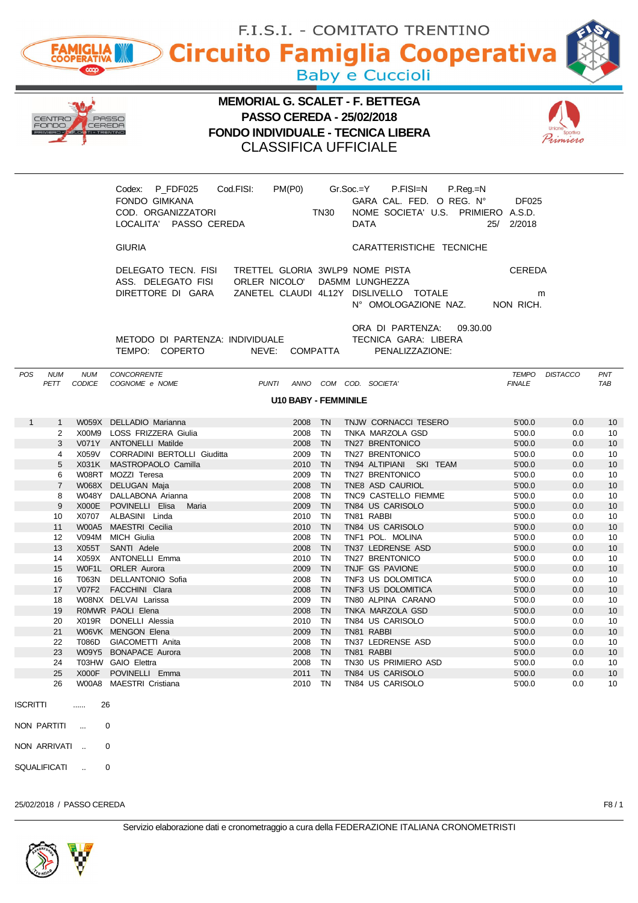F.I.S.I. - COMITATO TRENTINO

# Circuito Famiglia Cooperativa

Baby e Cuccioli

## MEMORIAL G. SCALET - F. BETTEGA
## PASSO CEREDA - 25/02/2018
## FONDO INDIVIDUALE - TECNICA LIBERA
## CLASSIFICA UFFICIALE

Codex: P_FDF025 Cod.FISI: PM(P0) Gr.Soc.=Y P.FISI=N P.Reg.=N

FONDO GIMKANA — GARA CAL. FED. O REG. N° DF025

COD. ORGANIZZATORI TN30 — NOME SOCIETA' U.S. PRIMIERO A.S.D.

LOCALITA' PASSO CEREDA — DATA 25/ 2/2018

GIURIA — CARATTERISTICHE TECNICHE

DELEGATO TECN. FISI TRETTEL GLORIA 3WLP9 — NOME PISTA CEREDA

ASS. DELEGATO FISI ORLER NICOLO' DA5MM — LUNGHEZZA

DIRETTORE DI GARA ZANETEL CLAUDI 4L12Y — DISLIVELLO TOTALE m

N° OMOLOGAZIONE NAZ. NON RICH.

ORA DI PARTENZA: 09.30.00

METODO DI PARTENZA: INDIVIDUALE — TECNICA GARA: LIBERA

TEMPO: COPERTO NEVE: COMPATTA — PENALIZZAZIONE:

**U10 BABY - FEMMINILE**

| POS | NUM PETT | NUM CODICE | CONCORRENTE COGNOME e NOME | PUNTI | ANNO | COM | COD. SOCIETA' | TEMPO FINALE | DISTACCO | PNT TAB |
|---|---|---|---|---|---|---|---|---|---|---|
| 1 | 1 | W059X | DELLADIO Marianna | | 2008 | TN | TNJW CORNACCI TESERO | 5'00.0 | 0.0 | 10 |
| | 2 | X00M9 | LOSS FRIZZERA Giulia | | 2008 | TN | TNKA MARZOLA GSD | 5'00.0 | 0.0 | 10 |
| | 3 | V071Y | ANTONELLI Matilde | | 2008 | TN | TN27 BRENTONICO | 5'00.0 | 0.0 | 10 |
| | 4 | X059V | CORRADINI BERTOLLI Giuditta | | 2009 | TN | TN27 BRENTONICO | 5'00.0 | 0.0 | 10 |
| | 5 | X031K | MASTROPAOLO Camilla | | 2010 | TN | TN94 ALTIPIANI SKI TEAM | 5'00.0 | 0.0 | 10 |
| | 6 | W08RT | MOZZI Teresa | | 2009 | TN | TN27 BRENTONICO | 5'00.0 | 0.0 | 10 |
| | 7 | W068X | DELUGAN Maja | | 2008 | TN | TNE8 ASD CAURIOL | 5'00.0 | 0.0 | 10 |
| | 8 | W048Y | DALLABONA Arianna | | 2008 | TN | TNC9 CASTELLO FIEMME | 5'00.0 | 0.0 | 10 |
| | 9 | X000E | POVINELLI Elisa Maria | | 2009 | TN | TN84 US CARISOLO | 5'00.0 | 0.0 | 10 |
| | 10 | X0707 | ALBASINI Linda | | 2010 | TN | TN81 RABBI | 5'00.0 | 0.0 | 10 |
| | 11 | W00A5 | MAESTRI Cecilia | | 2010 | TN | TN84 US CARISOLO | 5'00.0 | 0.0 | 10 |
| | 12 | V094M | MICH Giulia | | 2008 | TN | TNF1 POL. MOLINA | 5'00.0 | 0.0 | 10 |
| | 13 | X055T | SANTI Adele | | 2008 | TN | TN37 LEDRENSE ASD | 5'00.0 | 0.0 | 10 |
| | 14 | X059X | ANTONELLI Emma | | 2010 | TN | TN27 BRENTONICO | 5'00.0 | 0.0 | 10 |
| | 15 | W0F1L | ORLER Aurora | | 2009 | TN | TNJF GS PAVIONE | 5'00.0 | 0.0 | 10 |
| | 16 | T063N | DELLANTONIO Sofia | | 2008 | TN | TNF3 US DOLOMITICA | 5'00.0 | 0.0 | 10 |
| | 17 | V07F2 | FACCHINI Clara | | 2008 | TN | TNF3 US DOLOMITICA | 5'00.0 | 0.0 | 10 |
| | 18 | W08NX | DELVAI Larissa | | 2009 | TN | TN80 ALPINA CARANO | 5'00.0 | 0.0 | 10 |
| | 19 | R0MWR | PAOLI Elena | | 2008 | TN | TNKA MARZOLA GSD | 5'00.0 | 0.0 | 10 |
| | 20 | X019R | DONELLI Alessia | | 2010 | TN | TN84 US CARISOLO | 5'00.0 | 0.0 | 10 |
| | 21 | W06VK | MENGON Elena | | 2009 | TN | TN81 RABBI | 5'00.0 | 0.0 | 10 |
| | 22 | T086D | GIACOMETTI Anita | | 2008 | TN | TN37 LEDRENSE ASD | 5'00.0 | 0.0 | 10 |
| | 23 | W09Y5 | BONAPACE Aurora | | 2008 | TN | TN81 RABBI | 5'00.0 | 0.0 | 10 |
| | 24 | T03HW | GAIO Elettra | | 2008 | TN | TN30 US PRIMIERO ASD | 5'00.0 | 0.0 | 10 |
| | 25 | X00F | POVINELLI Emma | | 2011 | TN | TN84 US CARISOLO | 5'00.0 | 0.0 | 10 |
| | 26 | W00A8 | MAESTRI Cristiana | | 2010 | TN | TN84 US CARISOLO | 5'00.0 | 0.0 | 10 |

ISCRITTI ...... 26

NON PARTITI ... 0

NON ARRIVATI .. 0

SQUALIFICATI .. 0

25/02/2018 / PASSO CEREDA

Servizio elaborazione dati e cronometraggio a cura della FEDERAZIONE ITALIANA CRONOMETRISTI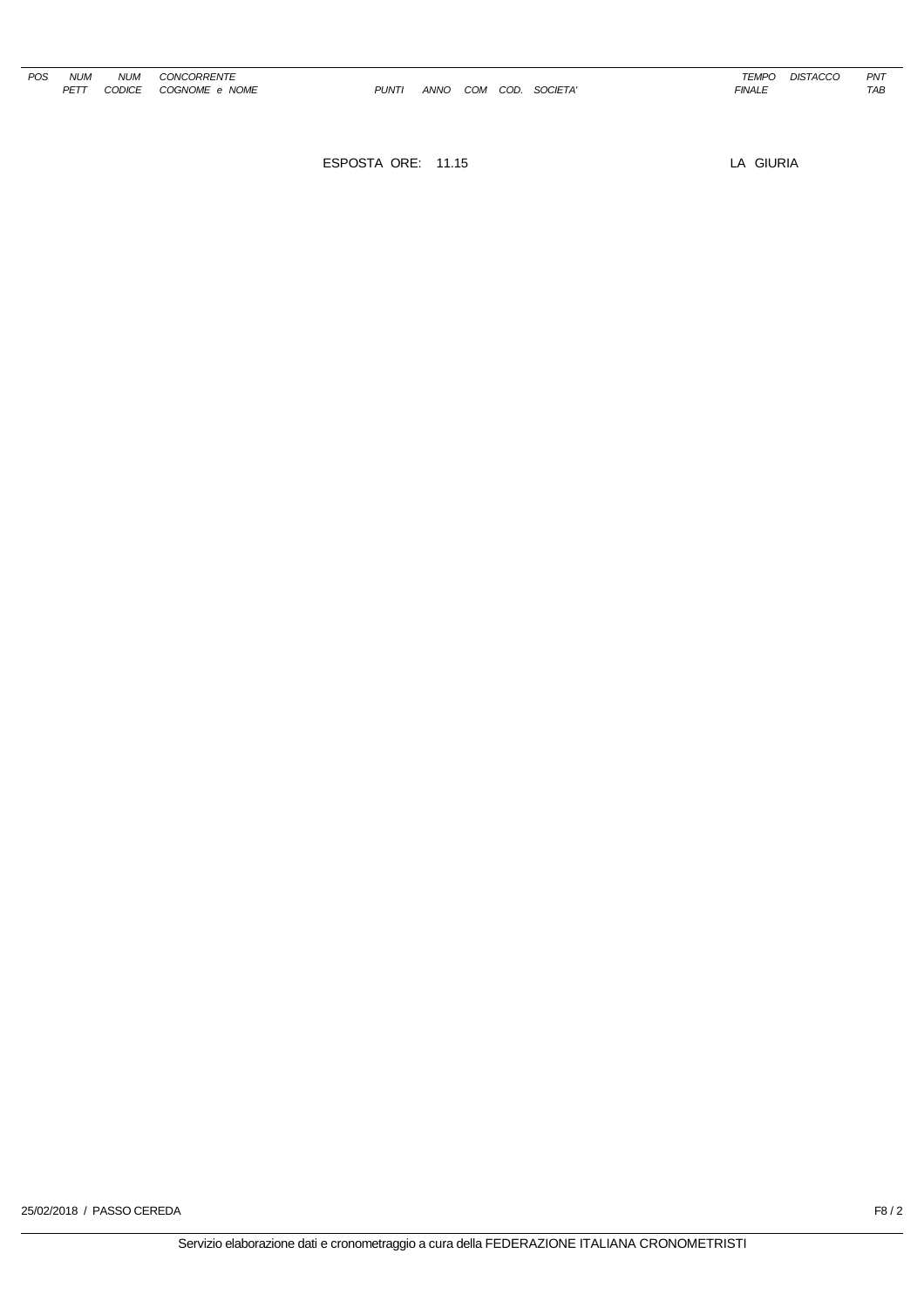| POS | NUM PETT | NUM CODICE | CONCORRENTE COGNOME e NOME | PUNTI | ANNO | COM | COD. | SOCIETA' | TEMPO FINALE | DISTACCO | PNT TAB |
|---|---|---|---|---|---|---|---|---|---|---|---|

ESPOSTA ORE: 11.15

LA GIURIA

25/02/2018 / PASSO CEREDA

Servizio elaborazione dati e cronometraggio a cura della FEDERAZIONE ITALIANA CRONOMETRISTI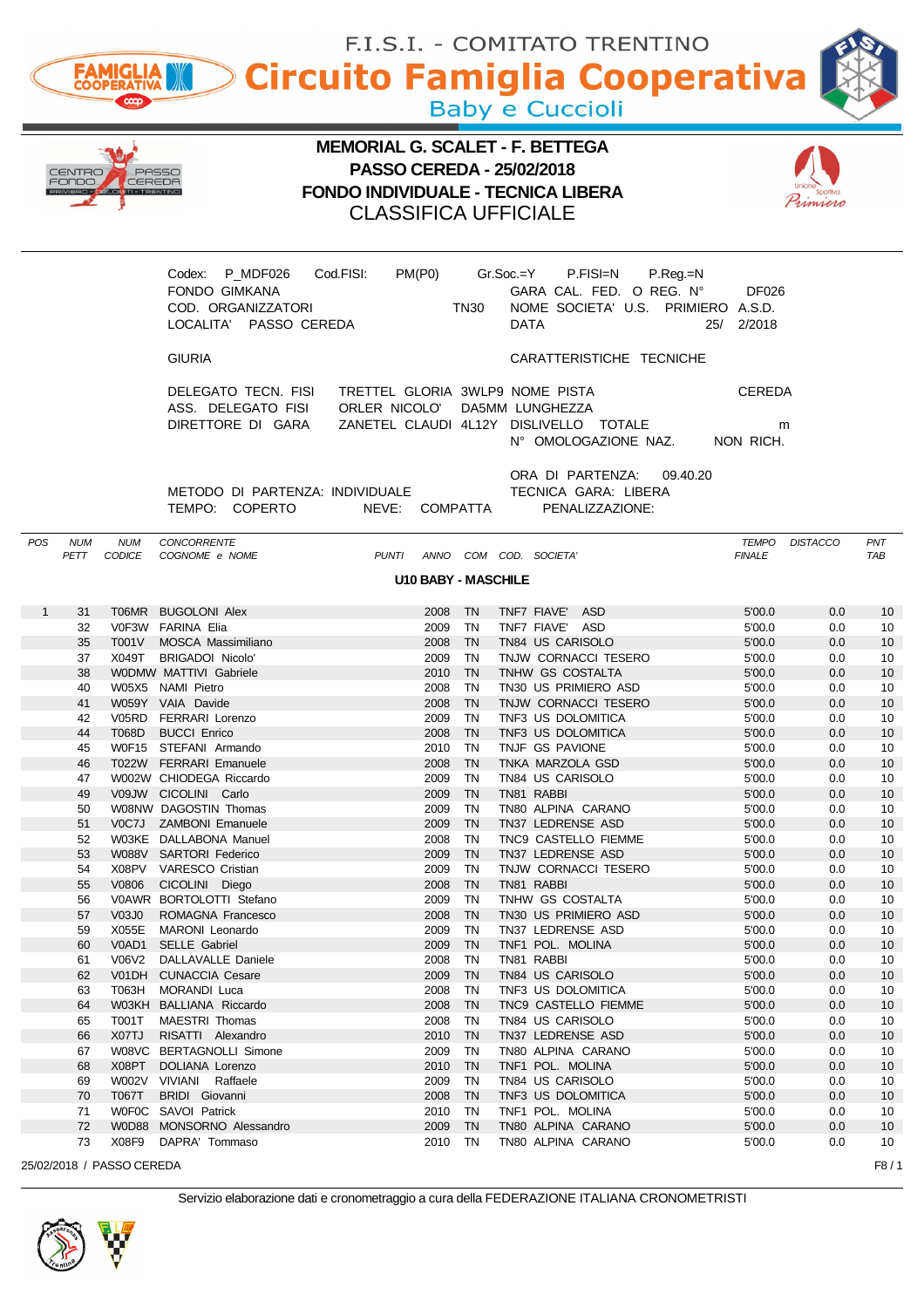F.I.S.I. - COMITATO TRENTINO

# Circuito Famiglia Cooperativa

Baby e Cuccioli

## MEMORIAL G. SCALET - F. BETTEGA
## PASSO CEREDA - 25/02/2018
## FONDO INDIVIDUALE - TECNICA LIBERA
### CLASSIFICA UFFICIALE

Codex: P_MDF026 Cod.FISI: PM(P0) Gr.Soc.=Y P.FISI=N P.Reg.=N
FONDO GIMKANA GARA CAL. FED. O REG. N° DF026
COD. ORGANIZZATORI TN30 NOME SOCIETA' U.S. PRIMIERO A.S.D.
LOCALITA' PASSO CEREDA DATA 25/ 2/2018

GIURIA CARATTERISTICHE TECNICHE

DELEGATO TECN. FISI TRETTEL GLORIA 3WLP9 NOME PISTA CEREDA
ASS. DELEGATO FISI ORLER NICOLO' DA5MM LUNGHEZZA
DIRETTORE DI GARA ZANETEL CLAUDI 4L12Y DISLIVELLO TOTALE m
N° OMOLOGAZIONE NAZ. NON RICH.

ORA DI PARTENZA: 09.40.20
METODO DI PARTENZA: INDIVIDUALE TECNICA GARA: LIBERA
TEMPO: COPERTO NEVE: COMPATTA PENALIZZAZIONE:

**U10 BABY - MASCHILE**

| POS | NUM PETT | NUM CODICE | CONCORRENTE COGNOME e NOME | PUNTI | ANNO | COM | COD. SOCIETA' | TEMPO FINALE | DISTACCO | PNT TAB |
|---|---|---|---|---|---|---|---|---|---|---|
| 1 | 31 | T06MR | BUGOLONI Alex | | 2008 | TN | TNF7 FIAVE' ASD | 5'00.0 | 0.0 | 10 |
| | 32 | V0F3W | FARINA Elia | | 2009 | TN | TNF7 FIAVE' ASD | 5'00.0 | 0.0 | 10 |
| | 35 | T001V | MOSCA Massimiliano | | 2008 | TN | TN84 US CARISOLO | 5'00.0 | 0.0 | 10 |
| | 37 | X049T | BRIGADOI Nicolo' | | 2009 | TN | TNJW CORNACCI TESERO | 5'00.0 | 0.0 | 10 |
| | 38 | W0DMW | MATTIVI Gabriele | | 2010 | TN | TNHW GS COSTALTA | 5'00.0 | 0.0 | 10 |
| | 40 | W05X5 | NAMI Pietro | | 2008 | TN | TN30 US PRIMIERO ASD | 5'00.0 | 0.0 | 10 |
| | 41 | W059Y | VAIA Davide | | 2008 | TN | TNJW CORNACCI TESERO | 5'00.0 | 0.0 | 10 |
| | 42 | V05RD | FERRARI Lorenzo | | 2009 | TN | TNF3 US DOLOMITICA | 5'00.0 | 0.0 | 10 |
| | 44 | T068D | BUCCI Enrico | | 2008 | TN | TNF3 US DOLOMITICA | 5'00.0 | 0.0 | 10 |
| | 45 | W0F15 | STEFANI Armando | | 2010 | TN | TNJF GS PAVIONE | 5'00.0 | 0.0 | 10 |
| | 46 | T022W | FERRARI Emanuele | | 2008 | TN | TNKA MARZOLA GSD | 5'00.0 | 0.0 | 10 |
| | 47 | W002W | CHIODEGA Riccardo | | 2009 | TN | TN84 US CARISOLO | 5'00.0 | 0.0 | 10 |
| | 49 | V09JW | CICOLINI Carlo | | 2009 | TN | TN81 RABBI | 5'00.0 | 0.0 | 10 |
| | 50 | W08NW | DAGOSTIN Thomas | | 2009 | TN | TN80 ALPINA CARANO | 5'00.0 | 0.0 | 10 |
| | 51 | V0C7J | ZAMBONI Emanuele | | 2009 | TN | TN37 LEDRENSE ASD | 5'00.0 | 0.0 | 10 |
| | 52 | W03KE | DALLABONA Manuel | | 2008 | TN | TNC9 CASTELLO FIEMME | 5'00.0 | 0.0 | 10 |
| | 53 | W088V | SARTORI Federico | | 2009 | TN | TN37 LEDRENSE ASD | 5'00.0 | 0.0 | 10 |
| | 54 | X08PV | VARESCO Cristian | | 2009 | TN | TNJW CORNACCI TESERO | 5'00.0 | 0.0 | 10 |
| | 55 | V0806 | CICOLINI Diego | | 2008 | TN | TN81 RABBI | 5'00.0 | 0.0 | 10 |
| | 56 | V0AWR | BORTOLOTTI Stefano | | 2009 | TN | TNHW GS COSTALTA | 5'00.0 | 0.0 | 10 |
| | 57 | V03J0 | ROMAGNA Francesco | | 2008 | TN | TN30 US PRIMIERO ASD | 5'00.0 | 0.0 | 10 |
| | 59 | X055E | MARONI Leonardo | | 2009 | TN | TN37 LEDRENSE ASD | 5'00.0 | 0.0 | 10 |
| | 60 | V0AD1 | SELLE Gabriel | | 2009 | TN | TNF1 POL. MOLINA | 5'00.0 | 0.0 | 10 |
| | 61 | V06V2 | DALLAVALLE Daniele | | 2008 | TN | TN81 RABBI | 5'00.0 | 0.0 | 10 |
| | 62 | V01DH | CUNACCIA Cesare | | 2009 | TN | TN84 US CARISOLO | 5'00.0 | 0.0 | 10 |
| | 63 | T063H | MORANDI Luca | | 2008 | TN | TNF3 US DOLOMITICA | 5'00.0 | 0.0 | 10 |
| | 64 | W03KH | BALLIANA Riccardo | | 2008 | TN | TNC9 CASTELLO FIEMME | 5'00.0 | 0.0 | 10 |
| | 65 | T001T | MAESTRI Thomas | | 2008 | TN | TN84 US CARISOLO | 5'00.0 | 0.0 | 10 |
| | 66 | X07TJ | RISATTI Alexandro | | 2010 | TN | TN37 LEDRENSE ASD | 5'00.0 | 0.0 | 10 |
| | 67 | W08VC | BERTAGNOLLI Simone | | 2009 | TN | TN80 ALPINA CARANO | 5'00.0 | 0.0 | 10 |
| | 68 | X08PT | DOLIANA Lorenzo | | 2010 | TN | TNF1 POL. MOLINA | 5'00.0 | 0.0 | 10 |
| | 69 | W002V | VIVIANI Raffaele | | 2009 | TN | TN84 US CARISOLO | 5'00.0 | 0.0 | 10 |
| | 70 | T067T | BRIDI Giovanni | | 2008 | TN | TNF3 US DOLOMITICA | 5'00.0 | 0.0 | 10 |
| | 71 | W0F0C | SAVOI Patrick | | 2010 | TN | TNF1 POL. MOLINA | 5'00.0 | 0.0 | 10 |
| | 72 | W0D88 | MONSORNO Alessandro | | 2009 | TN | TN80 ALPINA CARANO | 5'00.0 | 0.0 | 10 |
| | 73 | X08F9 | DAPRA' Tommaso | | 2010 | TN | TN80 ALPINA CARANO | 5'00.0 | 0.0 | 10 |

25/02/2018 / PASSO CEREDA

Servizio elaborazione dati e cronometraggio a cura della FEDERAZIONE ITALIANA CRONOMETRISTI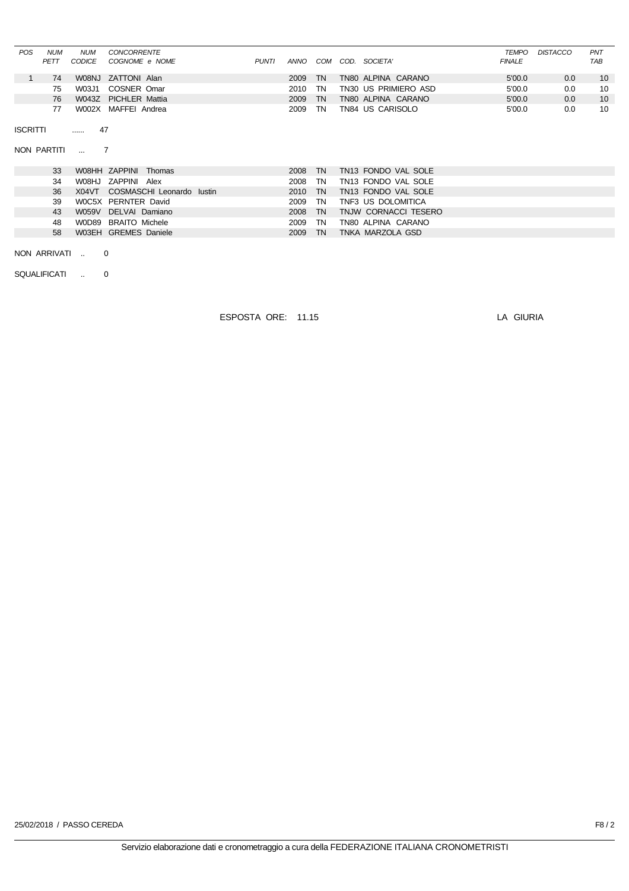| POS | NUM PETT | NUM CODICE | CONCORRENTE COGNOME e NOME | PUNTI | ANNO | COM | COD. SOCIETA' | TEMPO FINALE | DISTACCO | PNT TAB |
|---|---|---|---|---|---|---|---|---|---|---|
| 1 | 74 | W08NJ | ZATTONI Alan | | 2009 | TN | TN80 ALPINA CARANO | 5'00.0 | 0.0 | 10 |
| | 75 | W03J1 | COSNER Omar | | 2010 | TN | TN30 US PRIMIERO ASD | 5'00.0 | 0.0 | 10 |
| | 76 | W043Z | PICHLER Mattia | | 2009 | TN | TN80 ALPINA CARANO | 5'00.0 | 0.0 | 10 |
| | 77 | W002X | MAFFEI Andrea | | 2009 | TN | TN84 US CARISOLO | 5'00.0 | 0.0 | 10 |

ISCRITTI ...... 47

NON PARTITI ... 7

| NUM PETT | NUM CODICE | COGNOME e NOME | ANNO | COM | COD. SOCIETA' |
|---|---|---|---|---|---|
| 33 | W08HH | ZAPPINI Thomas | 2008 | TN | TN13 FONDO VAL SOLE |
| 34 | W08HJ | ZAPPINI Alex | 2008 | TN | TN13 FONDO VAL SOLE |
| 36 | X04VT | COSMASCHI Leonardo Iustin | 2010 | TN | TN13 FONDO VAL SOLE |
| 39 | W0C5X | PERNTER David | 2009 | TN | TNF3 US DOLOMITICA |
| 43 | W059V | DELVAI Damiano | 2008 | TN | TNJW CORNACCI TESERO |
| 48 | W0D89 | BRAITO Michele | 2009 | TN | TN80 ALPINA CARANO |
| 58 | W03EH | GREMES Daniele | 2009 | TN | TNKA MARZOLA GSD |

NON ARRIVATI .. 0

SQUALIFICATI .. 0

ESPOSTA ORE: 11.15

LA GIURIA

25/02/2018 / PASSO CEREDA

F8 / 2

Servizio elaborazione dati e cronometraggio a cura della FEDERAZIONE ITALIANA CRONOMETRISTI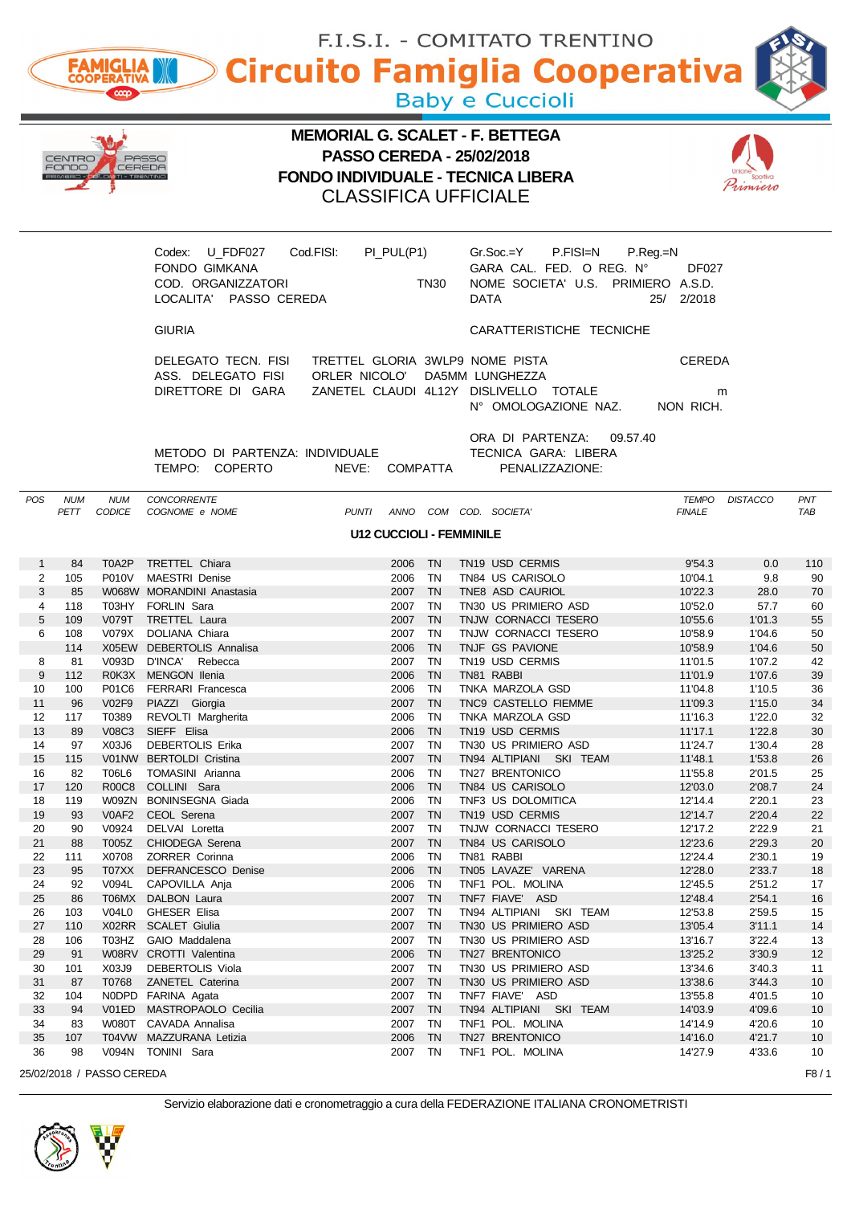F.I.S.I. - COMITATO TRENTINO

# Circuito Famiglia Cooperativa

Baby e Cuccioli

## MEMORIAL G. SCALET - F. BETTEGA
## PASSO CEREDA - 25/02/2018
## FONDO INDIVIDUALE - TECNICA LIBERA
## CLASSIFICA UFFICIALE

Codex: U_FDF027 Cod.FISI: PI_PUL(P1) Gr.Soc.=Y P.FISI=N P.Reg.=N
FONDO GIMKANA GARA CAL. FED. O REG. N° DF027
COD. ORGANIZZATORI TN30 NOME SOCIETA' U.S. PRIMIERO A.S.D.
LOCALITA' PASSO CEREDA DATA 25/ 2/2018

GIURIA CARATTERISTICHE TECNICHE

DELEGATO TECN. FISI TRETTEL GLORIA 3WLP9 NOME PISTA CEREDA
ASS. DELEGATO FISI ORLER NICOLO' DA5MM LUNGHEZZA
DIRETTORE DI GARA ZANETEL CLAUDI 4L12Y DISLIVELLO TOTALE m
N° OMOLOGAZIONE NAZ. NON RICH.

ORA DI PARTENZA: 09.57.40
METODO DI PARTENZA: INDIVIDUALE TECNICA GARA: LIBERA
TEMPO: COPERTO NEVE: COMPATTA PENALIZZAZIONE:

### U12 CUCCIOLI - FEMMINILE

| POS | NUM PETT | NUM CODICE | CONCORRENTE COGNOME e NOME | PUNTI | ANNO | COM | COD. SOCIETA' | TEMPO FINALE | DISTACCO | PNT TAB |
|---|---|---|---|---|---|---|---|---|---|---|
| 1 | 84 | T0A2P | TRETTEL Chiara | | 2006 | TN | TN19 USD CERMIS | 9'54.3 | 0.0 | 110 |
| 2 | 105 | P010V | MAESTRI Denise | | 2006 | TN | TN84 US CARISOLO | 10'04.1 | 9.8 | 90 |
| 3 | 85 | W068W | MORANDINI Anastasia | | 2007 | TN | TNE8 ASD CAURIOL | 10'22.3 | 28.0 | 70 |
| 4 | 118 | T03HY | FORLIN Sara | | 2007 | TN | TN30 US PRIMIERO ASD | 10'52.0 | 57.7 | 60 |
| 5 | 109 | V079T | TRETTEL Laura | | 2007 | TN | TNJW CORNACCI TESERO | 10'55.6 | 1'01.3 | 55 |
| 6 | 108 | V079X | DOLIANA Chiara | | 2007 | TN | TNJW CORNACCI TESERO | 10'58.9 | 1'04.6 | 50 |
| | 114 | X05EW | DEBERTOLIS Annalisa | | 2006 | TN | TNJF GS PAVIONE | 10'58.9 | 1'04.6 | 50 |
| 8 | 81 | V093D | D'INCA' Rebecca | | 2007 | TN | TN19 USD CERMIS | 11'01.5 | 1'07.2 | 42 |
| 9 | 112 | R0K3X | MENGON Ilenia | | 2006 | TN | TN81 RABBI | 11'01.9 | 1'07.6 | 39 |
| 10 | 100 | P01C6 | FERRARI Francesca | | 2006 | TN | TNKA MARZOLA GSD | 11'04.8 | 1'10.5 | 36 |
| 11 | 96 | V02F9 | PIAZZI Giorgia | | 2007 | TN | TNC9 CASTELLO FIEMME | 11'09.3 | 1'15.0 | 34 |
| 12 | 117 | T0389 | REVOLTI Margherita | | 2006 | TN | TNKA MARZOLA GSD | 11'16.3 | 1'22.0 | 32 |
| 13 | 89 | V08C3 | SIEFF Elisa | | 2006 | TN | TN19 USD CERMIS | 11'17.1 | 1'22.8 | 30 |
| 14 | 97 | X03J6 | DEBERTOLIS Erika | | 2007 | TN | TN30 US PRIMIERO ASD | 11'24.7 | 1'30.4 | 28 |
| 15 | 115 | V01NW | BERTOLDI Cristina | | 2007 | TN | TN94 ALTIPIANI SKI TEAM | 11'48.1 | 1'53.8 | 26 |
| 16 | 82 | T06L6 | TOMASINI Arianna | | 2006 | TN | TN27 BRENTONICO | 11'55.8 | 2'01.5 | 25 |
| 17 | 120 | R00C8 | COLLINI Sara | | 2006 | TN | TN84 US CARISOLO | 12'03.0 | 2'08.7 | 24 |
| 18 | 119 | W09ZN | BONINSEGNA Giada | | 2006 | TN | TNF3 US DOLOMITICA | 12'14.4 | 2'20.1 | 23 |
| 19 | 93 | V0AF2 | CEOL Serena | | 2007 | TN | TN19 USD CERMIS | 12'14.7 | 2'20.4 | 22 |
| 20 | 90 | V0924 | DELVAI Loretta | | 2007 | TN | TNJW CORNACCI TESERO | 12'17.2 | 2'22.9 | 21 |
| 21 | 88 | T005Z | CHIODEGA Serena | | 2007 | TN | TN84 US CARISOLO | 12'23.6 | 2'29.3 | 20 |
| 22 | 111 | X0708 | ZORRER Corinna | | 2006 | TN | TN81 RABBI | 12'24.4 | 2'30.1 | 19 |
| 23 | 95 | T07XX | DEFRANCESCO Denise | | 2007 | TN | TN05 LAVAZE' VARENA | 12'28.0 | 2'33.7 | 18 |
| 24 | 92 | V094L | CAPOVILLA Anja | | 2006 | TN | TNF1 POL. MOLINA | 12'45.5 | 2'51.2 | 17 |
| 25 | 86 | T06MX | DALBON Laura | | 2007 | TN | TNF7 FIAVE' ASD | 12'48.4 | 2'54.1 | 16 |
| 26 | 103 | V04L0 | GHESER Elisa | | 2007 | TN | TN94 ALTIPIANI SKI TEAM | 12'53.8 | 2'59.5 | 15 |
| 27 | 110 | X02RR | SCALET Giulia | | 2007 | TN | TN30 US PRIMIERO ASD | 13'05.4 | 3'11.1 | 14 |
| 28 | 106 | T03HZ | GAIO Maddalena | | 2007 | TN | TN30 US PRIMIERO ASD | 13'16.7 | 3'22.4 | 13 |
| 29 | 91 | W08RV | CROTTI Valentina | | 2006 | TN | TN27 BRENTONICO | 13'25.2 | 3'30.9 | 12 |
| 30 | 101 | X03J9 | DEBERTOLIS Viola | | 2007 | TN | TN30 US PRIMIERO ASD | 13'34.6 | 3'40.3 | 11 |
| 31 | 87 | T0768 | ZANETEL Caterina | | 2007 | TN | TN30 US PRIMIERO ASD | 13'38.6 | 3'44.3 | 10 |
| 32 | 104 | N0DPD | FARINA Agata | | 2007 | TN | TNF7 FIAVE' ASD | 13'55.8 | 4'01.5 | 10 |
| 33 | 94 | V01ED | MASTROPAOLO Cecilia | | 2007 | TN | TN94 ALTIPIANI SKI TEAM | 14'03.9 | 4'09.6 | 10 |
| 34 | 83 | W080T | CAVADA Annalisa | | 2007 | TN | TNF1 POL. MOLINA | 14'14.9 | 4'20.6 | 10 |
| 35 | 107 | T04VW | MAZZURANA Letizia | | 2006 | TN | TN27 BRENTONICO | 14'16.0 | 4'21.7 | 10 |
| 36 | 98 | V094N | TONINI Sara | | 2007 | TN | TNF1 POL. MOLINA | 14'27.9 | 4'33.6 | 10 |

25/02/2018 / PASSO CEREDA

Servizio elaborazione dati e cronometraggio a cura della FEDERAZIONE ITALIANA CRONOMETRISTI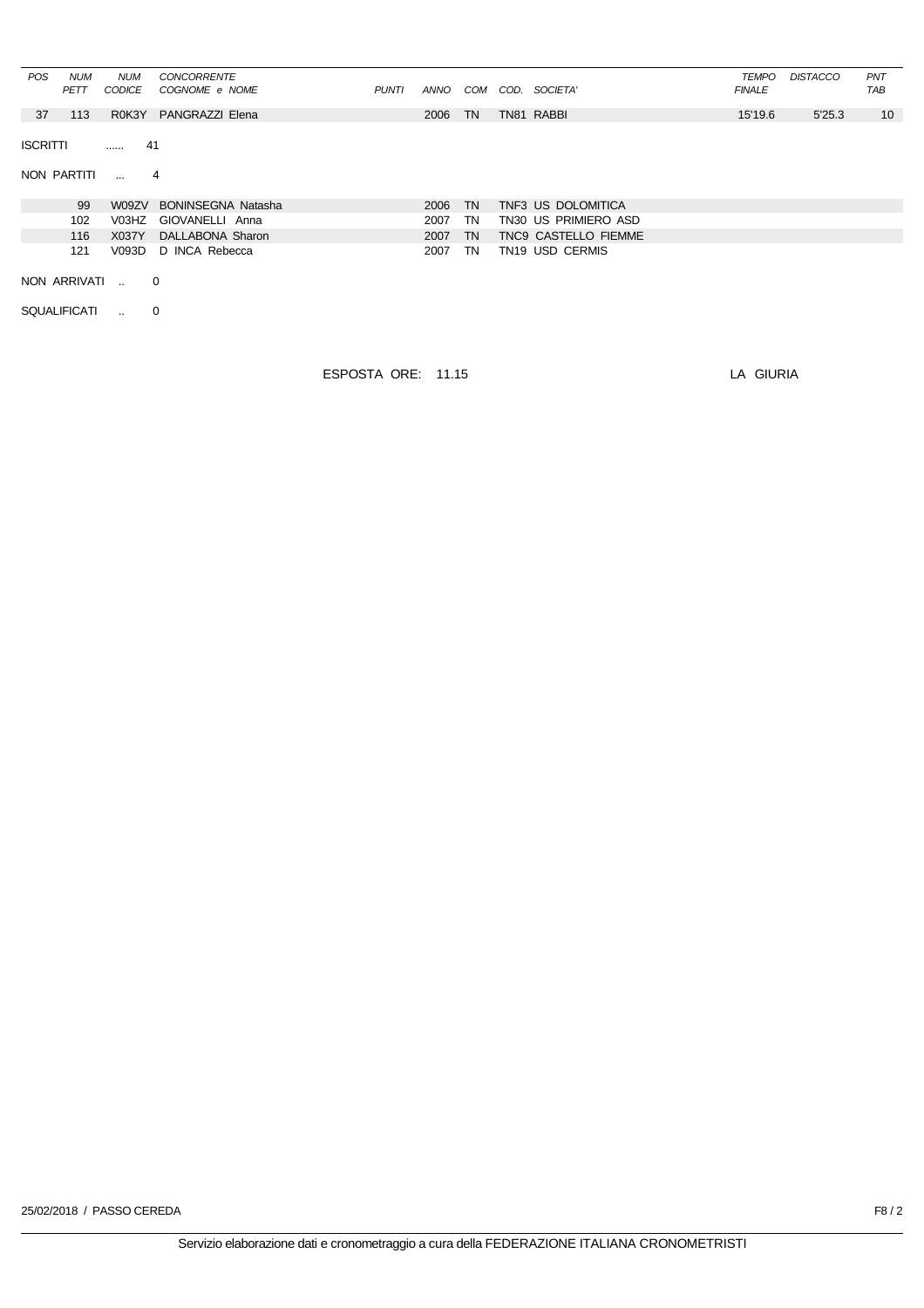| POS | NUM PETT | NUM CODICE | CONCORRENTE COGNOME e NOME | PUNTI | ANNO | COM | COD. SOCIETA' | TEMPO FINALE | DISTACCO | PNT TAB |
|---|---|---|---|---|---|---|---|---|---|---|
| 37 | 113 | R0K3Y | PANGRAZZI Elena | | 2006 | TN | TN81 RABBI | 15'19.6 | 5'25.3 | 10 |

ISCRITTI ...... 41

NON PARTITI ... 4

| NUM PETT | NUM CODICE | CONCORRENTE COGNOME e NOME | ANNO | COM | COD. SOCIETA' |
|---|---|---|---|---|---|
| 99 | W09ZV | BONINSEGNA Natasha | 2006 | TN | TNF3 US DOLOMITICA |
| 102 | V03HZ | GIOVANELLI Anna | 2007 | TN | TN30 US PRIMIERO ASD |
| 116 | X037Y | DALLABONA Sharon | 2007 | TN | TNC9 CASTELLO FIEMME |
| 121 | V093D | D INCA Rebecca | 2007 | TN | TN19 USD CERMIS |

NON ARRIVATI .. 0

SQUALIFICATI .. 0

ESPOSTA ORE: 11.15

LA GIURIA

25/02/2018 / PASSO CEREDA

Servizio elaborazione dati e cronometraggio a cura della FEDERAZIONE ITALIANA CRONOMETRISTI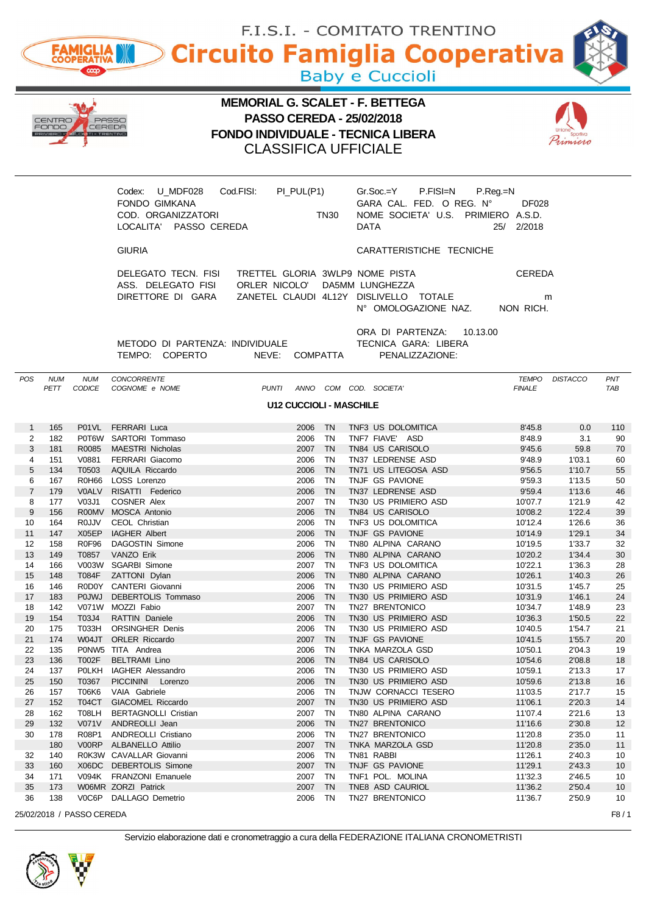F.I.S.I. - COMITATO TRENTINO

# Circuito Famiglia Cooperativa

Baby e Cuccioli

## MEMORIAL G. SCALET - F. BETTEGA
## PASSO CEREDA - 25/02/2018
## FONDO INDIVIDUALE - TECNICA LIBERA
## CLASSIFICA UFFICIALE

Codex: U_MDF028 Cod.FISI: PI_PUL(P1)
FONDO GIMKANA
COD. ORGANIZZATORI TN30
LOCALITA' PASSO CEREDA

Gr.Soc.=Y P.FISI=N P.Reg.=N
GARA CAL. FED. O REG. N° DF028
NOME SOCIETA' U.S. PRIMIERO A.S.D.
DATA 25/ 2/2018

GIURIA

DELEGATO TECN. FISI TRETTEL GLORIA 3WLP9
ASS. DELEGATO FISI ORLER NICOLO' DA5MM
DIRETTORE DI GARA ZANETEL CLAUDI 4L12Y

CARATTERISTICHE TECNICHE

NOME PISTA CEREDA
LUNGHEZZA
DISLIVELLO TOTALE m
N° OMOLOGAZIONE NAZ. NON RICH.

METODO DI PARTENZA: INDIVIDUALE
TEMPO: COPERTO NEVE: COMPATTA

ORA DI PARTENZA: 10.13.00
TECNICA GARA: LIBERA
PENALIZZAZIONE:

### U12 CUCCIOLI - MASCHILE

| POS | NUM PETT | NUM CODICE | CONCORRENTE COGNOME e NOME | PUNTI | ANNO | COM | COD. SOCIETA' | TEMPO FINALE | DISTACCO | PNT TAB |
|---|---|---|---|---|---|---|---|---|---|---|
| 1 | 165 | P01VL | FERRARI Luca | | 2006 | TN | TNF3 US DOLOMITICA | 8'45.8 | 0.0 | 110 |
| 2 | 182 | P0T6W | SARTORI Tommaso | | 2006 | TN | TNF7 FIAVE' ASD | 8'48.9 | 3.1 | 90 |
| 3 | 181 | R0085 | MAESTRI Nicholas | | 2007 | TN | TN84 US CARISOLO | 9'45.6 | 59.8 | 70 |
| 4 | 151 | V0881 | FERRARI Giacomo | | 2006 | TN | TN37 LEDRENSE ASD | 9'48.9 | 1'03.1 | 60 |
| 5 | 134 | T0503 | AQUILA Riccardo | | 2006 | TN | TN71 US LITEGOSA ASD | 9'56.5 | 1'10.7 | 55 |
| 6 | 167 | R0H66 | LOSS Lorenzo | | 2006 | TN | TNJF GS PAVIONE | 9'59.3 | 1'13.5 | 50 |
| 7 | 179 | V0ALV | RISATTI Federico | | 2006 | TN | TN37 LEDRENSE ASD | 9'59.4 | 1'13.6 | 46 |
| 8 | 177 | V03J1 | COSNER Alex | | 2007 | TN | TN30 US PRIMIERO ASD | 10'07.7 | 1'21.9 | 42 |
| 9 | 156 | R00MV | MOSCA Antonio | | 2006 | TN | TN84 US CARISOLO | 10'08.2 | 1'22.4 | 39 |
| 10 | 164 | R0JJV | CEOL Christian | | 2006 | TN | TNF3 US DOLOMITICA | 10'12.4 | 1'26.6 | 36 |
| 11 | 147 | X05EP | IAGHER Albert | | 2006 | TN | TNJF GS PAVIONE | 10'14.9 | 1'29.1 | 34 |
| 12 | 158 | R0F96 | DAGOSTIN Simone | | 2006 | TN | TN80 ALPINA CARANO | 10'19.5 | 1'33.7 | 32 |
| 13 | 149 | T0857 | VANZO Erik | | 2006 | TN | TN80 ALPINA CARANO | 10'20.2 | 1'34.4 | 30 |
| 14 | 166 | V003W | SGARBI Simone | | 2007 | TN | TNF3 US DOLOMITICA | 10'22.1 | 1'36.3 | 28 |
| 15 | 148 | T084F | ZATTONI Dylan | | 2006 | TN | TN80 ALPINA CARANO | 10'26.1 | 1'40.3 | 26 |
| 16 | 146 | R0D0Y | CANTERI Giovanni | | 2006 | TN | TN30 US PRIMIERO ASD | 10'31.5 | 1'45.7 | 25 |
| 17 | 183 | P0JWJ | DEBERTOLIS Tommaso | | 2006 | TN | TN30 US PRIMIERO ASD | 10'31.9 | 1'46.1 | 24 |
| 18 | 142 | V071W | MOZZI Fabio | | 2007 | TN | TN27 BRENTONICO | 10'34.7 | 1'48.9 | 23 |
| 19 | 154 | T03J4 | RATTIN Daniele | | 2006 | TN | TN30 US PRIMIERO ASD | 10'36.3 | 1'50.5 | 22 |
| 20 | 175 | T033H | ORSINGHER Denis | | 2006 | TN | TN30 US PRIMIERO ASD | 10'40.5 | 1'54.7 | 21 |
| 21 | 174 | W04JT | ORLER Riccardo | | 2007 | TN | TNJF GS PAVIONE | 10'41.5 | 1'55.7 | 20 |
| 22 | 135 | P0NW5 | TITA Andrea | | 2006 | TN | TNKA MARZOLA GSD | 10'50.1 | 2'04.3 | 19 |
| 23 | 136 | T002F | BELTRAMI Lino | | 2006 | TN | TN84 US CARISOLO | 10'54.6 | 2'08.8 | 18 |
| 24 | 137 | P0LKH | IAGHER Alessandro | | 2006 | TN | TN30 US PRIMIERO ASD | 10'59.1 | 2'13.3 | 17 |
| 25 | 150 | T0367 | PICCININI Lorenzo | | 2006 | TN | TN30 US PRIMIERO ASD | 10'59.6 | 2'13.8 | 16 |
| 26 | 157 | T06K6 | VAIA Gabriele | | 2006 | TN | TNJW CORNACCI TESERO | 11'03.5 | 2'17.7 | 15 |
| 27 | 152 | T04CT | GIACOMEL Riccardo | | 2007 | TN | TN30 US PRIMIERO ASD | 11'06.1 | 2'20.3 | 14 |
| 28 | 162 | T08LH | BERTAGNOLLI Cristian | | 2007 | TN | TN80 ALPINA CARANO | 11'07.4 | 2'21.6 | 13 |
| 29 | 132 | V071V | ANDREOLLI Jean | | 2006 | TN | TN27 BRENTONICO | 11'16.6 | 2'30.8 | 12 |
| 30 | 178 | R08P1 | ANDREOLLI Cristiano | | 2006 | TN | TN27 BRENTONICO | 11'20.8 | 2'35.0 | 11 |
| | 180 | V00RP | ALBANELLO Attilio | | 2007 | TN | TNKA MARZOLA GSD | 11'20.8 | 2'35.0 | 11 |
| 32 | 140 | R0K3W | CAVALLAR Giovanni | | 2006 | TN | TN81 RABBI | 11'26.1 | 2'40.3 | 10 |
| 33 | 160 | X06DC | DEBERTOLIS Simone | | 2007 | TN | TNJF GS PAVIONE | 11'29.1 | 2'43.3 | 10 |
| 34 | 171 | V094K | FRANZONI Emanuele | | 2007 | TN | TNF1 POL. MOLINA | 11'32.3 | 2'46.5 | 10 |
| 35 | 173 | W06MR | ZORZI Patrick | | 2007 | TN | TNE8 ASD CAURIOL | 11'36.2 | 2'50.4 | 10 |
| 36 | 138 | V0C6P | DALLAGO Demetrio | | 2006 | TN | TN27 BRENTONICO | 11'36.7 | 2'50.9 | 10 |

25/02/2018 / PASSO CEREDA

Servizio elaborazione dati e cronometraggio a cura della FEDERAZIONE ITALIANA CRONOMETRISTI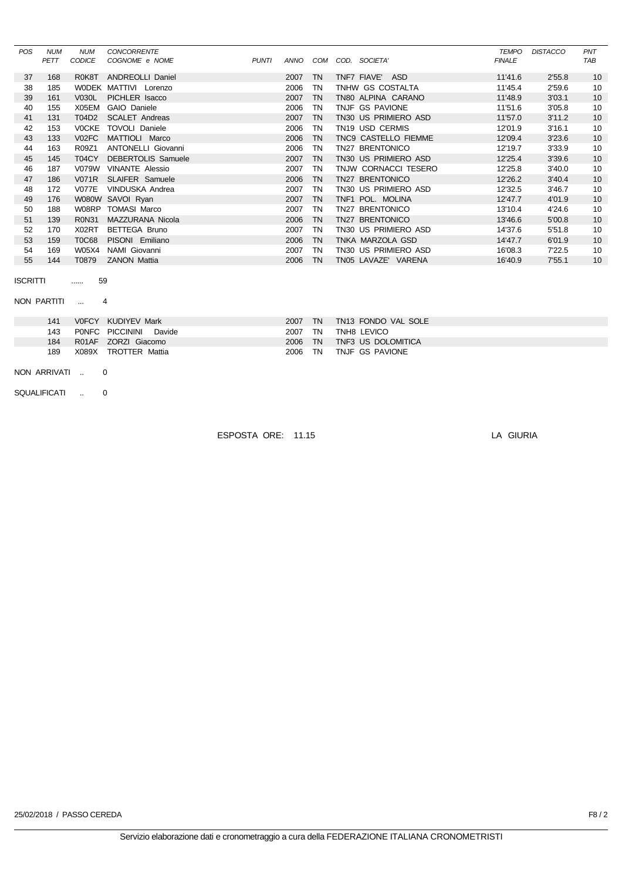| POS | NUM PETT | NUM CODICE | CONCORRENTE COGNOME e NOME | PUNTI | ANNO | COM | COD. SOCIETA' | TEMPO FINALE | DISTACCO | PNT TAB |
|---|---|---|---|---|---|---|---|---|---|---|
| 37 | 168 | R0K8T | ANDREOLLI Daniel | | 2007 | TN | TNF7 FIAVE' ASD | 11'41.6 | 2'55.8 | 10 |
| 38 | 185 | W0DEK | MATTIVI Lorenzo | | 2006 | TN | TNHW GS COSTALTA | 11'45.4 | 2'59.6 | 10 |
| 39 | 161 | V030L | PICHLER Isacco | | 2007 | TN | TN80 ALPINA CARANO | 11'48.9 | 3'03.1 | 10 |
| 40 | 155 | X05EM | GAIO Daniele | | 2006 | TN | TNJF GS PAVIONE | 11'51.6 | 3'05.8 | 10 |
| 41 | 131 | T04D2 | SCALET Andreas | | 2007 | TN | TN30 US PRIMIERO ASD | 11'57.0 | 3'11.2 | 10 |
| 42 | 153 | V0CKE | TOVOLI Daniele | | 2006 | TN | TN19 USD CERMIS | 12'01.9 | 3'16.1 | 10 |
| 43 | 133 | V02FC | MATTIOLI Marco | | 2006 | TN | TNC9 CASTELLO FIEMME | 12'09.4 | 3'23.6 | 10 |
| 44 | 163 | R09Z1 | ANTONELLI Giovanni | | 2006 | TN | TN27 BRENTONICO | 12'19.7 | 3'33.9 | 10 |
| 45 | 145 | T04CY | DEBERTOLIS Samuele | | 2007 | TN | TN30 US PRIMIERO ASD | 12'25.4 | 3'39.6 | 10 |
| 46 | 187 | V079W | VINANTE Alessio | | 2007 | TN | TNJW CORNACCI TESERO | 12'25.8 | 3'40.0 | 10 |
| 47 | 186 | V071R | SLAIFER Samuele | | 2006 | TN | TN27 BRENTONICO | 12'26.2 | 3'40.4 | 10 |
| 48 | 172 | V077E | VINDUSKA Andrea | | 2007 | TN | TN30 US PRIMIERO ASD | 12'32.5 | 3'46.7 | 10 |
| 49 | 176 | W080W | SAVOI Ryan | | 2007 | TN | TNF1 POL. MOLINA | 12'47.7 | 4'01.9 | 10 |
| 50 | 188 | W08RP | TOMASI Marco | | 2007 | TN | TN27 BRENTONICO | 13'10.4 | 4'24.6 | 10 |
| 51 | 139 | R0N31 | MAZZURANA Nicola | | 2006 | TN | TN27 BRENTONICO | 13'46.6 | 5'00.8 | 10 |
| 52 | 170 | X02RT | BETTEGA Bruno | | 2007 | TN | TN30 US PRIMIERO ASD | 14'37.6 | 5'51.8 | 10 |
| 53 | 159 | T0C68 | PISONI Emiliano | | 2006 | TN | TNKA MARZOLA GSD | 14'47.7 | 6'01.9 | 10 |
| 54 | 169 | W05X4 | NAMI Giovanni | | 2007 | TN | TN30 US PRIMIERO ASD | 16'08.3 | 7'22.5 | 10 |
| 55 | 144 | T0879 | ZANON Mattia | | 2006 | TN | TN05 LAVAZE' VARENA | 16'40.9 | 7'55.1 | 10 |

ISCRITTI ...... 59

NON PARTITI ... 4

| | | | | | |
|---|---|---|---|---|---|
| 141 | V0FCY | KUDIYEV Mark | 2007 | TN | TN13 FONDO VAL SOLE |
| 143 | P0NFC | PICCININI Davide | 2007 | TN | TNH8 LEVICO |
| 184 | R01AF | ZORZI Giacomo | 2006 | TN | TNF3 US DOLOMITICA |
| 189 | X089X | TROTTER Mattia | 2006 | TN | TNJF GS PAVIONE |

NON ARRIVATI .. 0

SQUALIFICATI .. 0

ESPOSTA ORE: 11.15

LA GIURIA

25/02/2018 / PASSO CEREDA

Servizio elaborazione dati e cronometraggio a cura della FEDERAZIONE ITALIANA CRONOMETRISTI